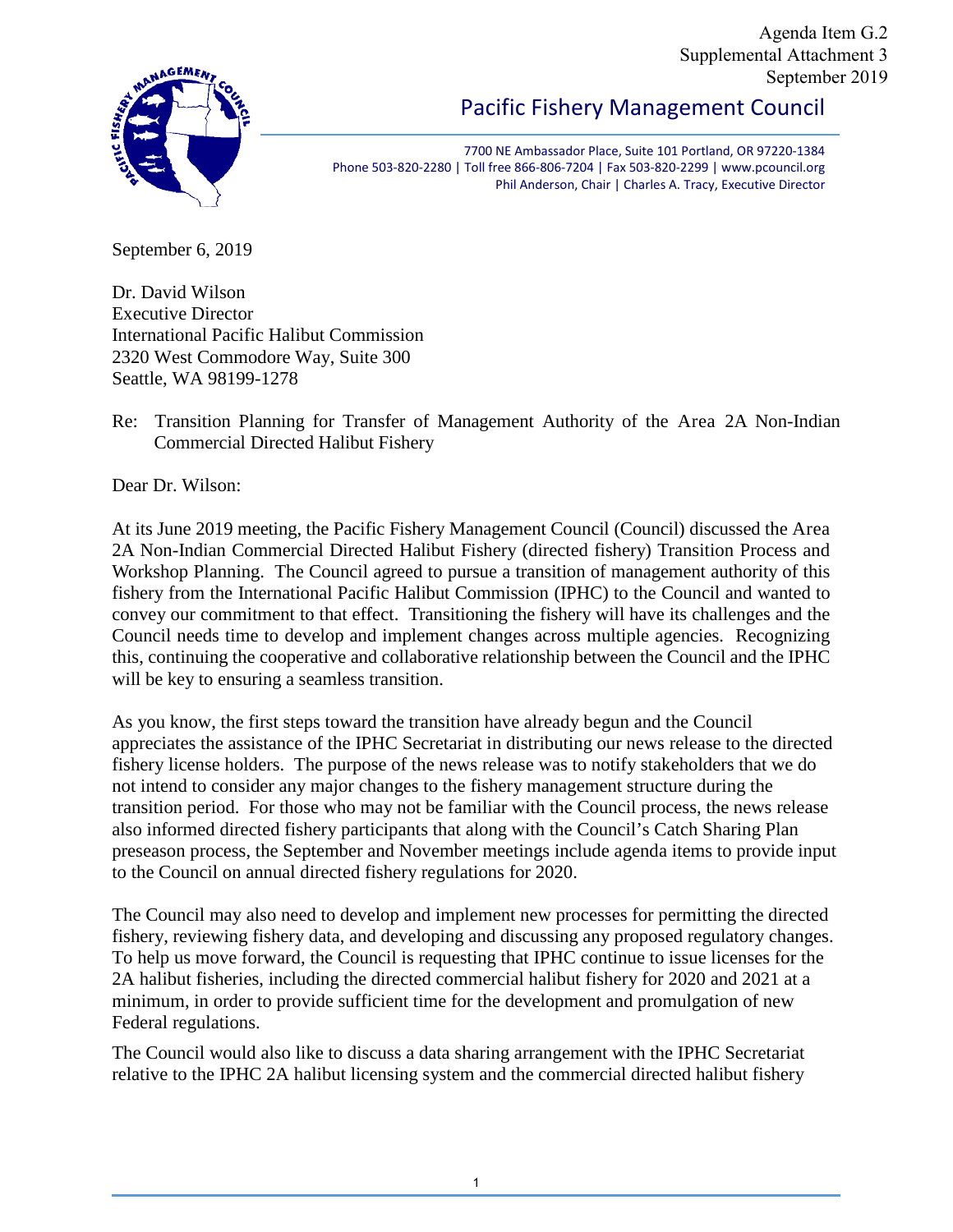Agenda Item G.2
Supplemental Attachment 3
September 2019

# Pacific Fishery Management Council

7700 NE Ambassador Place, Suite 101 Portland, OR 97220-1384
Phone 503-820-2280 | Toll free 866-806-7204 | Fax 503-820-2299 | www.pcouncil.org
Phil Anderson, Chair | Charles A. Tracy, Executive Director

September 6, 2019

Dr. David Wilson
Executive Director
International Pacific Halibut Commission
2320 West Commodore Way, Suite 300
Seattle, WA 98199-1278

Re: Transition Planning for Transfer of Management Authority of the Area 2A Non-Indian Commercial Directed Halibut Fishery

Dear Dr. Wilson:

At its June 2019 meeting, the Pacific Fishery Management Council (Council) discussed the Area 2A Non-Indian Commercial Directed Halibut Fishery (directed fishery) Transition Process and Workshop Planning. The Council agreed to pursue a transition of management authority of this fishery from the International Pacific Halibut Commission (IPHC) to the Council and wanted to convey our commitment to that effect. Transitioning the fishery will have its challenges and the Council needs time to develop and implement changes across multiple agencies. Recognizing this, continuing the cooperative and collaborative relationship between the Council and the IPHC will be key to ensuring a seamless transition.

As you know, the first steps toward the transition have already begun and the Council appreciates the assistance of the IPHC Secretariat in distributing our news release to the directed fishery license holders. The purpose of the news release was to notify stakeholders that we do not intend to consider any major changes to the fishery management structure during the transition period. For those who may not be familiar with the Council process, the news release also informed directed fishery participants that along with the Council's Catch Sharing Plan preseason process, the September and November meetings include agenda items to provide input to the Council on annual directed fishery regulations for 2020.

The Council may also need to develop and implement new processes for permitting the directed fishery, reviewing fishery data, and developing and discussing any proposed regulatory changes. To help us move forward, the Council is requesting that IPHC continue to issue licenses for the 2A halibut fisheries, including the directed commercial halibut fishery for 2020 and 2021 at a minimum, in order to provide sufficient time for the development and promulgation of new Federal regulations.

The Council would also like to discuss a data sharing arrangement with the IPHC Secretariat relative to the IPHC 2A halibut licensing system and the commercial directed halibut fishery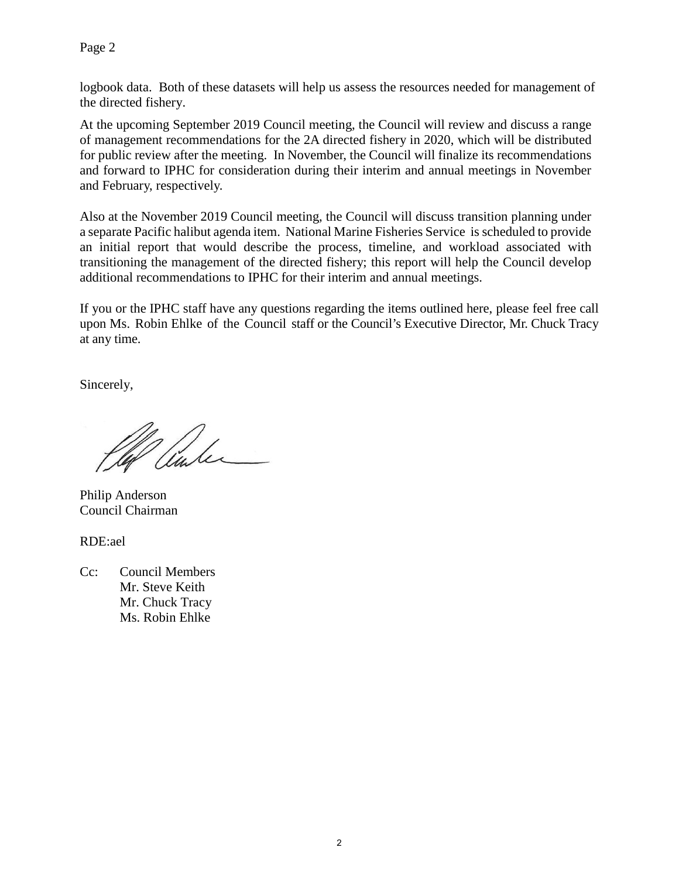logbook data. Both of these datasets will help us assess the resources needed for management of the directed fishery.

At the upcoming September 2019 Council meeting, the Council will review and discuss a range of management recommendations for the 2A directed fishery in 2020, which will be distributed for public review after the meeting. In November, the Council will finalize its recommendations and forward to IPHC for consideration during their interim and annual meetings in November and February, respectively.

Also at the November 2019 Council meeting, the Council will discuss transition planning under a separate Pacific halibut agenda item. National Marine Fisheries Service is scheduled to provide an initial report that would describe the process, timeline, and workload associated with transitioning the management of the directed fishery; this report will help the Council develop additional recommendations to IPHC for their interim and annual meetings.

If you or the IPHC staff have any questions regarding the items outlined here, please feel free call upon Ms. Robin Ehlke of the Council staff or the Council's Executive Director, Mr. Chuck Tracy at any time.

Sincerely,

Philip Anderson
Council Chairman

RDE:ael

Cc: Council Members
Mr. Steve Keith
Mr. Chuck Tracy
Ms. Robin Ehlke